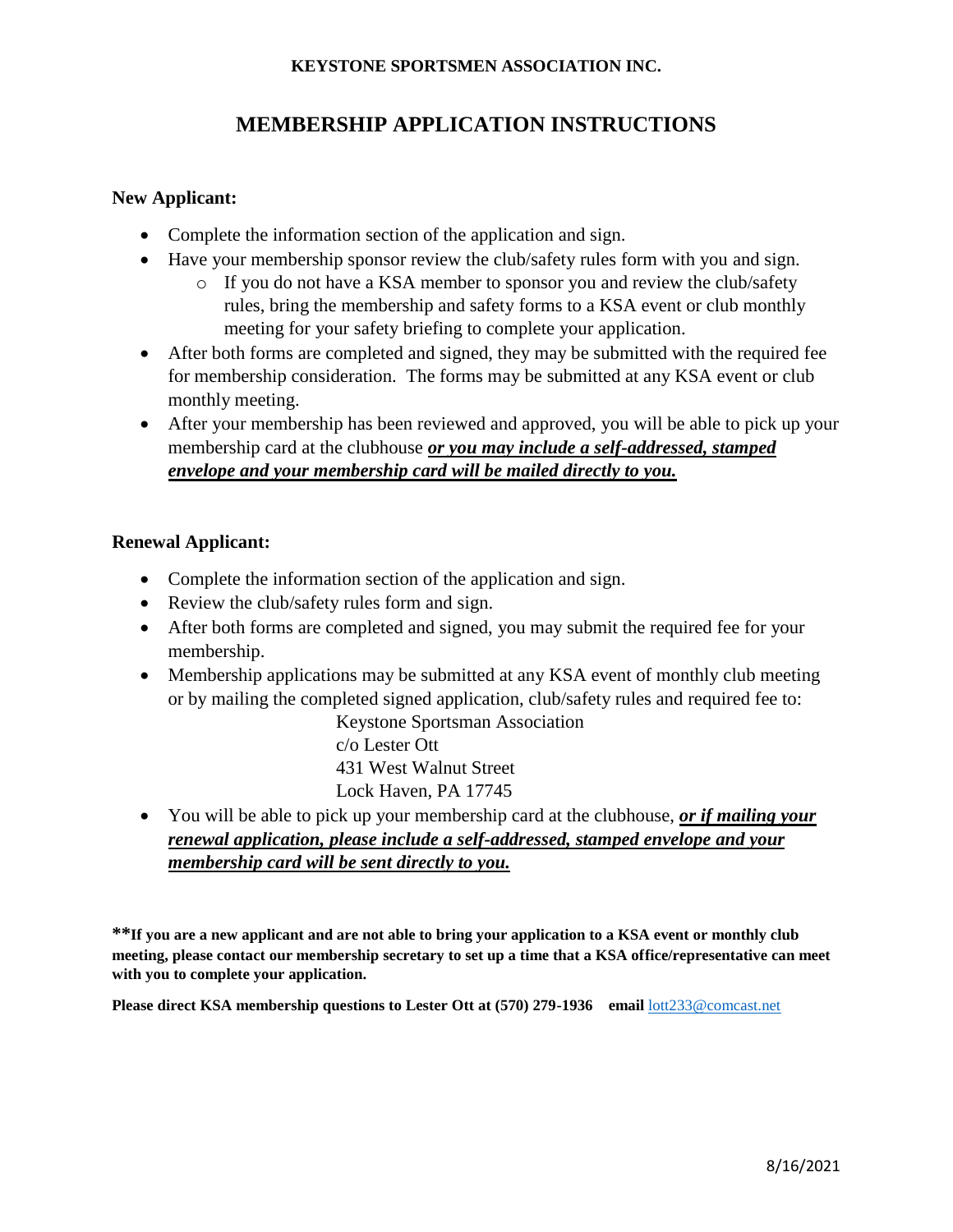**KEYSTONE SPORTSMEN ASSOCIATION INC.**

# MEMBERSHIP APPLICATION INSTRUCTIONS

**New Applicant:**

- Complete the information section of the application and sign.
- Have your membership sponsor review the club/safety rules form with you and sign.
    - If you do not have a KSA member to sponsor you and review the club/safety rules, bring the membership and safety forms to a KSA event or club monthly meeting for your safety briefing to complete your application.
- After both forms are completed and signed, they may be submitted with the required fee for membership consideration. The forms may be submitted at any KSA event or club monthly meeting.
- After your membership has been reviewed and approved, you will be able to pick up your membership card at the clubhouse ***or you may include a self-addressed, stamped envelope and your membership card will be mailed directly to you.***

**Renewal Applicant:**

- Complete the information section of the application and sign.
- Review the club/safety rules form and sign.
- After both forms are completed and signed, you may submit the required fee for your membership.
- Membership applications may be submitted at any KSA event of monthly club meeting or by mailing the completed signed application, club/safety rules and required fee to:

  Keystone Sportsman Association
  c/o Lester Ott
  431 West Walnut Street
  Lock Haven, PA 17745

- You will be able to pick up your membership card at the clubhouse, ***or if mailing your renewal application, please include a self-addressed, stamped envelope and your membership card will be sent directly to you.***

****If you are a new applicant and are not able to bring your application to a KSA event or monthly club meeting, please contact our membership secretary to set up a time that a KSA office/representative can meet with you to complete your application.**

**Please direct KSA membership questions to Lester Ott at (570) 279-1936 email** lott233@comcast.net

8/16/2021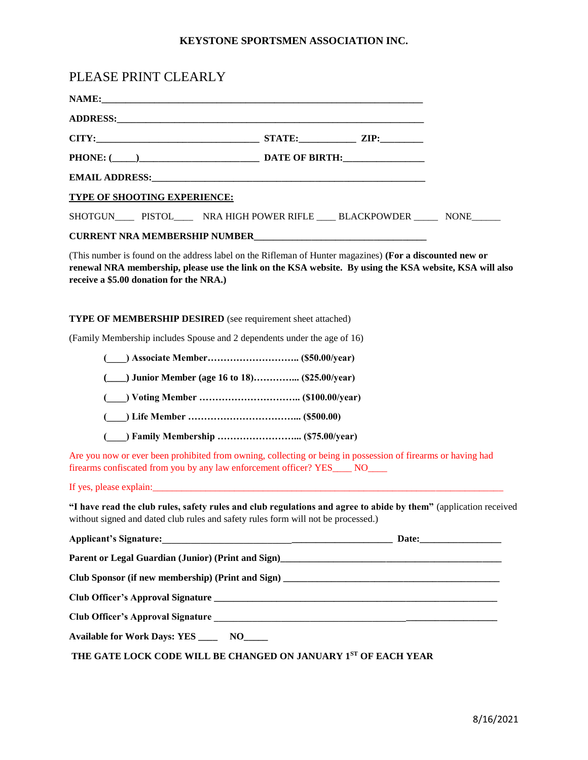**KEYSTONE SPORTSMEN ASSOCIATION INC.**

PLEASE PRINT CLEARLY

**NAME:**_______________________________________________________________

**ADDRESS:**____________________________________________________________

**CITY:**_______________________________ **STATE:**___________ **ZIP:**________

**PHONE: (____)**_______________________ **DATE OF BIRTH:**________________

**EMAIL ADDRESS:**_______________________________________________________

**TYPE OF SHOOTING EXPERIENCE:**

SHOTGUN____ PISTOL____ NRA HIGH POWER RIFLE ____ BLACKPOWDER _____ NONE______

**CURRENT NRA MEMBERSHIP NUMBER**__________________________________

(This number is found on the address label on the Rifleman of Hunter magazines) **(For a discounted new or renewal NRA membership, please use the link on the KSA website. By using the KSA website, KSA will also receive a $5.00 donation for the NRA.)**

**TYPE OF MEMBERSHIP DESIRED** (see requirement sheet attached)

(Family Membership includes Spouse and 2 dependents under the age of 16)

- **(____) Associate Member……………………….. ($50.00/year)**
- **(____) Junior Member (age 16 to 18)…………... ($25.00/year)**
- **(____) Voting Member ………………………….. ($100.00/year)**
- **(____) Life Member ……………………………... ($500.00)**
- **(____) Family Membership ……………………... ($75.00/year)**

Are you now or ever been prohibited from owning, collecting or being in possession of firearms or having had firearms confiscated from you by any law enforcement officer? YES____ NO____

If yes, please explain:__________________________________________________________________

**"I have read the club rules, safety rules and club regulations and agree to abide by them"** (application received without signed and dated club rules and safety rules form will not be processed.)

**Applicant's Signature:**__________________________________________ **Date:**________________

**Parent or Legal Guardian (Junior) (Print and Sign)**_____________________________________________

**Club Sponsor (if new membership) (Print and Sign)** ____________________________________________

**Club Officer's Approval Signature** _______________________________________________________

**Club Officer's Approval Signature** _______________________________________________________

**Available for Work Days: YES ____ NO_____**

**THE GATE LOCK CODE WILL BE CHANGED ON JANUARY 1ST OF EACH YEAR**

8/16/2021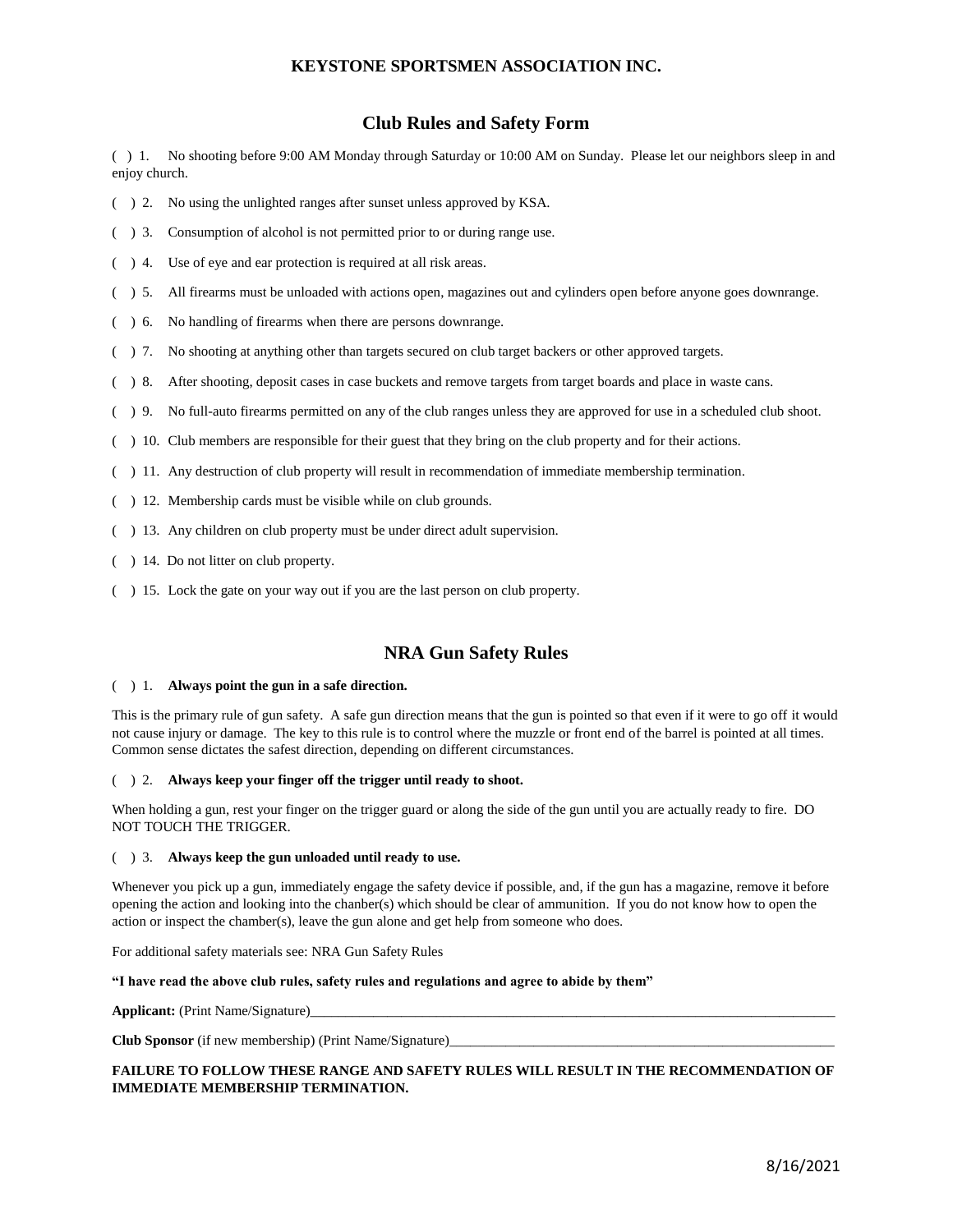**KEYSTONE SPORTSMEN ASSOCIATION INC.**

## Club Rules and Safety Form

( ) 1. No shooting before 9:00 AM Monday through Saturday or 10:00 AM on Sunday. Please let our neighbors sleep in and enjoy church.

( ) 2. No using the unlighted ranges after sunset unless approved by KSA.

( ) 3. Consumption of alcohol is not permitted prior to or during range use.

( ) 4. Use of eye and ear protection is required at all risk areas.

( ) 5. All firearms must be unloaded with actions open, magazines out and cylinders open before anyone goes downrange.

( ) 6. No handling of firearms when there are persons downrange.

( ) 7. No shooting at anything other than targets secured on club target backers or other approved targets.

( ) 8. After shooting, deposit cases in case buckets and remove targets from target boards and place in waste cans.

( ) 9. No full-auto firearms permitted on any of the club ranges unless they are approved for use in a scheduled club shoot.

( ) 10. Club members are responsible for their guest that they bring on the club property and for their actions.

( ) 11. Any destruction of club property will result in recommendation of immediate membership termination.

( ) 12. Membership cards must be visible while on club grounds.

( ) 13. Any children on club property must be under direct adult supervision.

( ) 14. Do not litter on club property.

( ) 15. Lock the gate on your way out if you are the last person on club property.

## NRA Gun Safety Rules

( ) 1. **Always point the gun in a safe direction.**

This is the primary rule of gun safety. A safe gun direction means that the gun is pointed so that even if it were to go off it would not cause injury or damage. The key to this rule is to control where the muzzle or front end of the barrel is pointed at all times. Common sense dictates the safest direction, depending on different circumstances.

( ) 2. **Always keep your finger off the trigger until ready to shoot.**

When holding a gun, rest your finger on the trigger guard or along the side of the gun until you are actually ready to fire. DO NOT TOUCH THE TRIGGER.

( ) 3. **Always keep the gun unloaded until ready to use.**

Whenever you pick up a gun, immediately engage the safety device if possible, and, if the gun has a magazine, remove it before opening the action and looking into the chanber(s) which should be clear of ammunition. If you do not know how to open the action or inspect the chamber(s), leave the gun alone and get help from someone who does.

For additional safety materials see: NRA Gun Safety Rules

**"I have read the above club rules, safety rules and regulations and agree to abide by them"**

**Applicant:** (Print Name/Signature)________________________________________________________________

**Club Sponsor** (if new membership) (Print Name/Signature)____________________________________________

**FAILURE TO FOLLOW THESE RANGE AND SAFETY RULES WILL RESULT IN THE RECOMMENDATION OF IMMEDIATE MEMBERSHIP TERMINATION.**

8/16/2021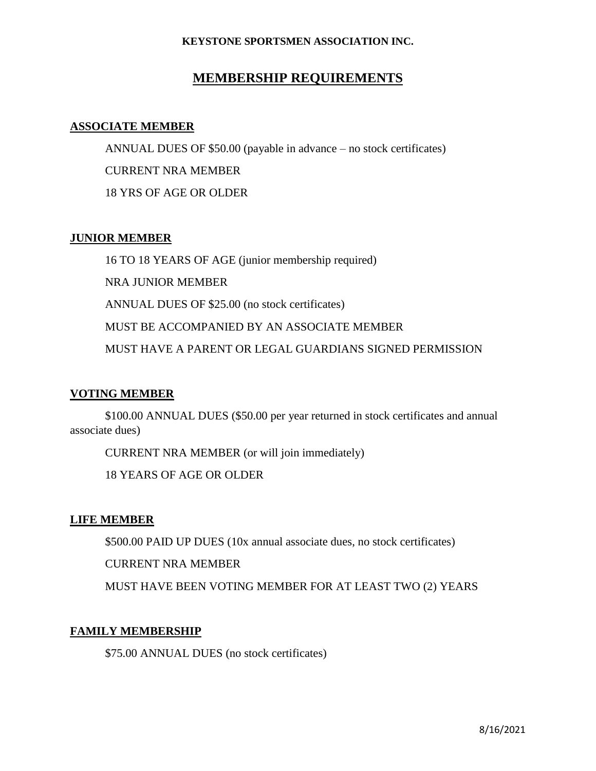**KEYSTONE SPORTSMEN ASSOCIATION INC.**

# MEMBERSHIP REQUIREMENTS

## ASSOCIATE MEMBER

ANNUAL DUES OF $50.00 (payable in advance – no stock certificates)

CURRENT NRA MEMBER

18 YRS OF AGE OR OLDER

## JUNIOR MEMBER

16 TO 18 YEARS OF AGE (junior membership required)

NRA JUNIOR MEMBER

ANNUAL DUES OF $25.00 (no stock certificates)

MUST BE ACCOMPANIED BY AN ASSOCIATE MEMBER

MUST HAVE A PARENT OR LEGAL GUARDIANS SIGNED PERMISSION

## VOTING MEMBER

$100.00 ANNUAL DUES ($50.00 per year returned in stock certificates and annual associate dues)

CURRENT NRA MEMBER (or will join immediately)

18 YEARS OF AGE OR OLDER

## LIFE MEMBER

$500.00 PAID UP DUES (10x annual associate dues, no stock certificates)

CURRENT NRA MEMBER

MUST HAVE BEEN VOTING MEMBER FOR AT LEAST TWO (2) YEARS

## FAMILY MEMBERSHIP

$75.00 ANNUAL DUES (no stock certificates)

8/16/2021